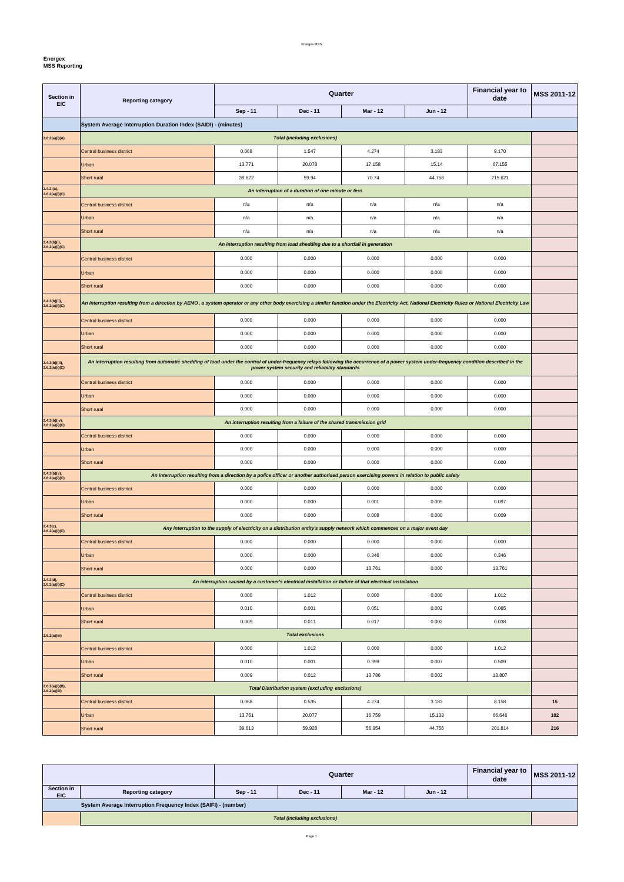**Energex**
**MSS Reporting**

| Section in EIC | Reporting category | Quarter | | | | Financial year to date | MSS 2011-12 |
|---|---|---|---|---|---|---|---|
| | | Sep - 11 | Dec - 11 | Mar - 12 | Jun - 12 | | |
| | **System Average Interruption Duration Index (SAIDI) - (minutes)** | | | | | | |
| 2.6.2(a)(i)(A) | *Total (including exclusions)* | | | | | | |
| | Central business district | 0.068 | 1.547 | 4.274 | 3.183 | 9.170 | |
| | Urban | 13.771 | 20.078 | 17.158 | 15.14 | 67.155 | |
| | Short rural | 39.622 | 59.94 | 70.74 | 44.758 | 215.621 | |
| 2.4.3 (a), 2.6.2(a)(i)(C) | *An interruption of a duration of one minute or less* | | | | | | |
| | Central business district | n/a | n/a | n/a | n/a | n/a | |
| | Urban | n/a | n/a | n/a | n/a | n/a | |
| | Short rural | n/a | n/a | n/a | n/a | n/a | |
| 2.4.3(b)(i), 2.6.2(a)(i)(C) | *An interruption resulting from load shedding due to a shortfall in generation* | | | | | | |
| | Central business district | 0.000 | 0.000 | 0.000 | 0.000 | 0.000 | |
| | Urban | 0.000 | 0.000 | 0.000 | 0.000 | 0.000 | |
| | Short rural | 0.000 | 0.000 | 0.000 | 0.000 | 0.000 | |
| 2.4.3(b)(ii), 2.6.2(a)(i)(C) | *An interruption resulting from a direction by AEMO , a system operator or any other body exercising a similar function under the Electricity Act, National Electricity Rules or National Electricity Law* | | | | | | |
| | Central business district | 0.000 | 0.000 | 0.000 | 0.000 | 0.000 | |
| | Urban | 0.000 | 0.000 | 0.000 | 0.000 | 0.000 | |
| | Short rural | 0.000 | 0.000 | 0.000 | 0.000 | 0.000 | |
| 2.4.3(b)(iii), 2.6.2(a)(i)(C) | *An interruption resulting from automatic shedding of load under the control of under-frequency relays following the occurrence of a power system under-frequency condition described in the power system security and reliability standards* | | | | | | |
| | Central business district | 0.000 | 0.000 | 0.000 | 0.000 | 0.000 | |
| | Urban | 0.000 | 0.000 | 0.000 | 0.000 | 0.000 | |
| | Short rural | 0.000 | 0.000 | 0.000 | 0.000 | 0.000 | |
| 2.4.3(b)(iv), 2.6.2(a)(i)(C) | *An interruption resulting from a failure of the shared transmission grid* | | | | | | |
| | Central business district | 0.000 | 0.000 | 0.000 | 0.000 | 0.000 | |
| | Urban | 0.000 | 0.000 | 0.000 | 0.000 | 0.000 | |
| | Short rural | 0.000 | 0.000 | 0.000 | 0.000 | 0.000 | |
| 2.4.3(b)(v), 2.6.2(a)(i)(C) | *An interruption resulting from a direction by a police officer or another authorised person exercising powers in relation to public safety* | | | | | | |
| | Central business district | 0.000 | 0.000 | 0.000 | 0.000 | 0.000 | |
| | Urban | 0.000 | 0.000 | 0.001 | 0.005 | 0.097 | |
| | Short rural | 0.000 | 0.000 | 0.008 | 0.000 | 0.009 | |
| 2.4.3(c), 2.6.2(a)(i)(C) | *Any interruption to the supply of electricity on a distribution entity's supply network which commences on a major event day* | | | | | | |
| | Central business district | 0.000 | 0.000 | 0.000 | 0.000 | 0.000 | |
| | Urban | 0.000 | 0.000 | 0.346 | 0.000 | 0.346 | |
| | Short rural | 0.000 | 0.000 | 13.761 | 0.000 | 13.761 | |
| 2.4.3(d), 2.6.2(a)(i)(C) | *An interruption caused by a customer's electrical installation or failure of that electrical installation* | | | | | | |
| | Central business district | 0.000 | 1.012 | 0.000 | 0.000 | 1.012 | |
| | Urban | 0.010 | 0.001 | 0.051 | 0.002 | 0.065 | |
| | Short rural | 0.009 | 0.011 | 0.017 | 0.002 | 0.038 | |
| 2.6.2(a)(iii) | *Total exclusions* | | | | | | |
| | Central business district | 0.000 | 1.012 | 0.000 | 0.000 | 1.012 | |
| | Urban | 0.010 | 0.001 | 0.399 | 0.007 | 0.509 | |
| | Short rural | 0.009 | 0.012 | 13.786 | 0.002 | 13.807 | |
| 2.6.2(a)(i)(B), 2.6.2(a)(iii) | *Total Distribution system (excl uding exclusions)* | | | | | | |
| | Central business district | 0.068 | 0.535 | 4.274 | 3.183 | 8.158 | **15** |
| | Urban | 13.761 | 20.077 | 16.759 | 15.133 | 66.646 | **102** |
| | Short rural | 39.613 | 59.928 | 56.954 | 44.756 | 201.814 | **216** |

| Section in EIC | Reporting category | Quarter | | | | Financial year to date | MSS 2011-12 |
|---|---|---|---|---|---|---|---|
| | | Sep - 11 | Dec - 11 | Mar - 12 | Jun - 12 | | |
| | **System Average Interruption Frequency Index (SAIFI) - (number)** | | | | | | |
| | *Total (including exclusions)* | | | | | | |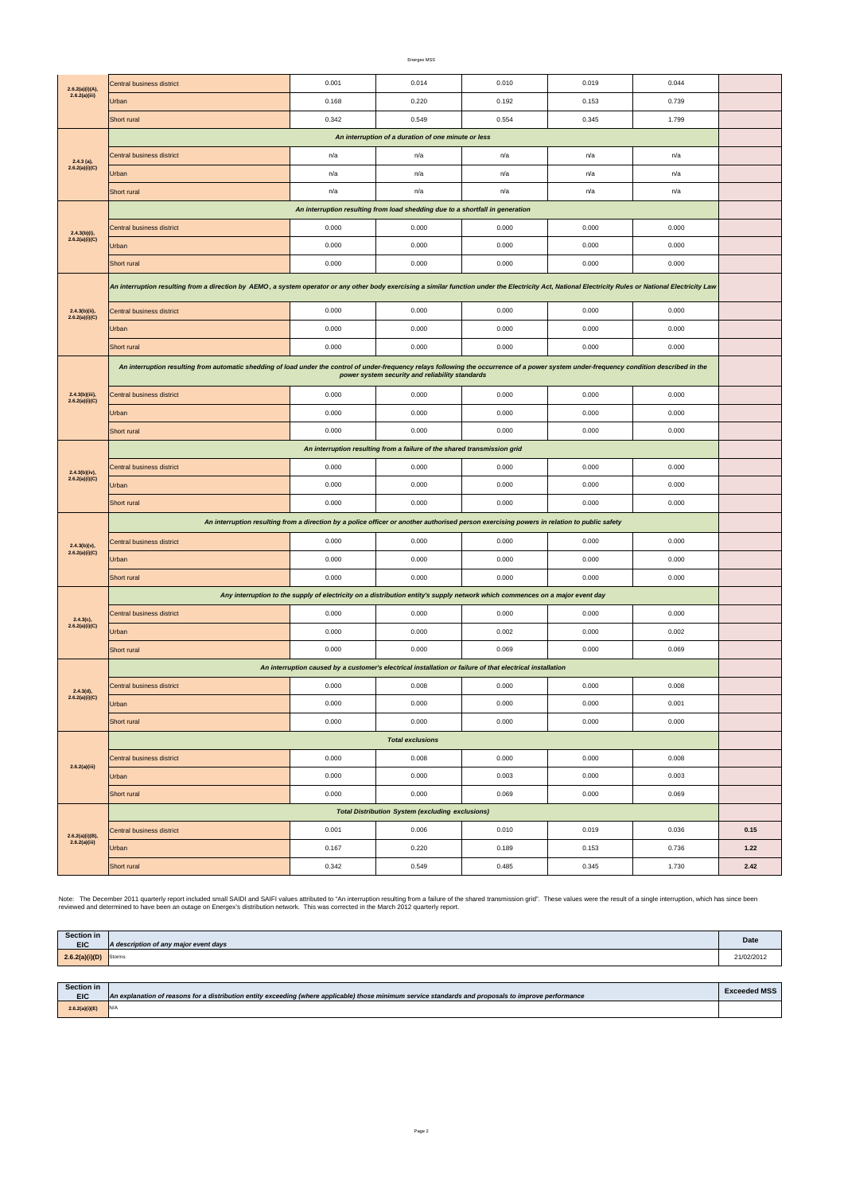| | | | | | | | |
|---|---|---|---|---|---|---|---|
| 2.6.2(a)(i)(A), 2.6.2(a)(iii) | Central business district | 0.001 | 0.014 | 0.010 | 0.019 | 0.044 | |
| | Urban | 0.168 | 0.220 | 0.192 | 0.153 | 0.739 | |
| | Short rural | 0.342 | 0.549 | 0.554 | 0.345 | 1.799 | |
| 2.4.3 (a), 2.6.2(a)(i)(C) | *An interruption of a duration of one minute or less* | | | | | | |
| | Central business district | n/a | n/a | n/a | n/a | n/a | |
| | Urban | n/a | n/a | n/a | n/a | n/a | |
| | Short rural | n/a | n/a | n/a | n/a | n/a | |
| 2.4.3(b)(i), 2.6.2(a)(i)(C) | *An interruption resulting from load shedding due to a shortfall in generation* | | | | | | |
| | Central business district | 0.000 | 0.000 | 0.000 | 0.000 | 0.000 | |
| | Urban | 0.000 | 0.000 | 0.000 | 0.000 | 0.000 | |
| | Short rural | 0.000 | 0.000 | 0.000 | 0.000 | 0.000 | |
| 2.4.3(b)(ii), 2.6.2(a)(i)(C) | *An interruption resulting from a direction by AEMO, a system operator or any other body exercising a similar function under the Electricity Act, National Electricity Rules or National Electricity Law* | | | | | | |
| | Central business district | 0.000 | 0.000 | 0.000 | 0.000 | 0.000 | |
| | Urban | 0.000 | 0.000 | 0.000 | 0.000 | 0.000 | |
| | Short rural | 0.000 | 0.000 | 0.000 | 0.000 | 0.000 | |
| 2.4.3(b)(iii), 2.6.2(a)(i)(C) | *An interruption resulting from automatic shedding of load under the control of under-frequency relays following the occurrence of a power system under-frequency condition described in the power system security and reliability standards* | | | | | | |
| | Central business district | 0.000 | 0.000 | 0.000 | 0.000 | 0.000 | |
| | Urban | 0.000 | 0.000 | 0.000 | 0.000 | 0.000 | |
| | Short rural | 0.000 | 0.000 | 0.000 | 0.000 | 0.000 | |
| 2.4.3(b)(iv), 2.6.2(a)(i)(C) | *An interruption resulting from a failure of the shared transmission grid* | | | | | | |
| | Central business district | 0.000 | 0.000 | 0.000 | 0.000 | 0.000 | |
| | Urban | 0.000 | 0.000 | 0.000 | 0.000 | 0.000 | |
| | Short rural | 0.000 | 0.000 | 0.000 | 0.000 | 0.000 | |
| 2.4.3(b)(v), 2.6.2(a)(i)(C) | *An interruption resulting from a direction by a police officer or another authorised person exercising powers in relation to public safety* | | | | | | |
| | Central business district | 0.000 | 0.000 | 0.000 | 0.000 | 0.000 | |
| | Urban | 0.000 | 0.000 | 0.000 | 0.000 | 0.000 | |
| | Short rural | 0.000 | 0.000 | 0.000 | 0.000 | 0.000 | |
| 2.4.3(c), 2.6.2(a)(i)(C) | *Any interruption to the supply of electricity on a distribution entity's supply network which commences on a major event day* | | | | | | |
| | Central business district | 0.000 | 0.000 | 0.000 | 0.000 | 0.000 | |
| | Urban | 0.000 | 0.000 | 0.002 | 0.000 | 0.002 | |
| | Short rural | 0.000 | 0.000 | 0.069 | 0.000 | 0.069 | |
| 2.4.3(d), 2.6.2(a)(i)(C) | *An interruption caused by a customer's electrical installation or failure of that electrical installation* | | | | | | |
| | Central business district | 0.000 | 0.008 | 0.000 | 0.000 | 0.008 | |
| | Urban | 0.000 | 0.000 | 0.000 | 0.000 | 0.001 | |
| | Short rural | 0.000 | 0.000 | 0.000 | 0.000 | 0.000 | |
| 2.6.2(a)(iii) | *Total exclusions* | | | | | | |
| | Central business district | 0.000 | 0.008 | 0.000 | 0.000 | 0.008 | |
| | Urban | 0.000 | 0.000 | 0.003 | 0.000 | 0.003 | |
| | Short rural | 0.000 | 0.000 | 0.069 | 0.000 | 0.069 | |
| 2.6.2(a)(i)(B), 2.6.2(a)(iii) | ***Total Distribution System (excluding exclusions)*** | | | | | | |
| | Central business district | 0.001 | 0.006 | 0.010 | 0.019 | 0.036 | **0.15** |
| | Urban | 0.167 | 0.220 | 0.189 | 0.153 | 0.736 | **1.22** |
| | Short rural | 0.342 | 0.549 | 0.485 | 0.345 | 1.730 | **2.42** |

Note: The December 2011 quarterly report included small SAIDI and SAIFI values attributed to "An interruption resulting from a failure of the shared transmission grid". These values were the result of a single interruption, which has since been reviewed and determined to have been an outage on Energex's distribution network. This was corrected in the March 2012 quarterly report.

| Section in EIC | *A description of any major event days* | Date |
|---|---|---|
| **2.6.2(a)(i)(D)** | Storms | 21/02/2012 |

| Section in EIC | *An explanation of reasons for a distribution entity exceeding (where applicable) those minimum service standards and proposals to improve performance* | Exceeded MSS |
|---|---|---|
| **2.6.2(a)(i)(E)** | N/A | |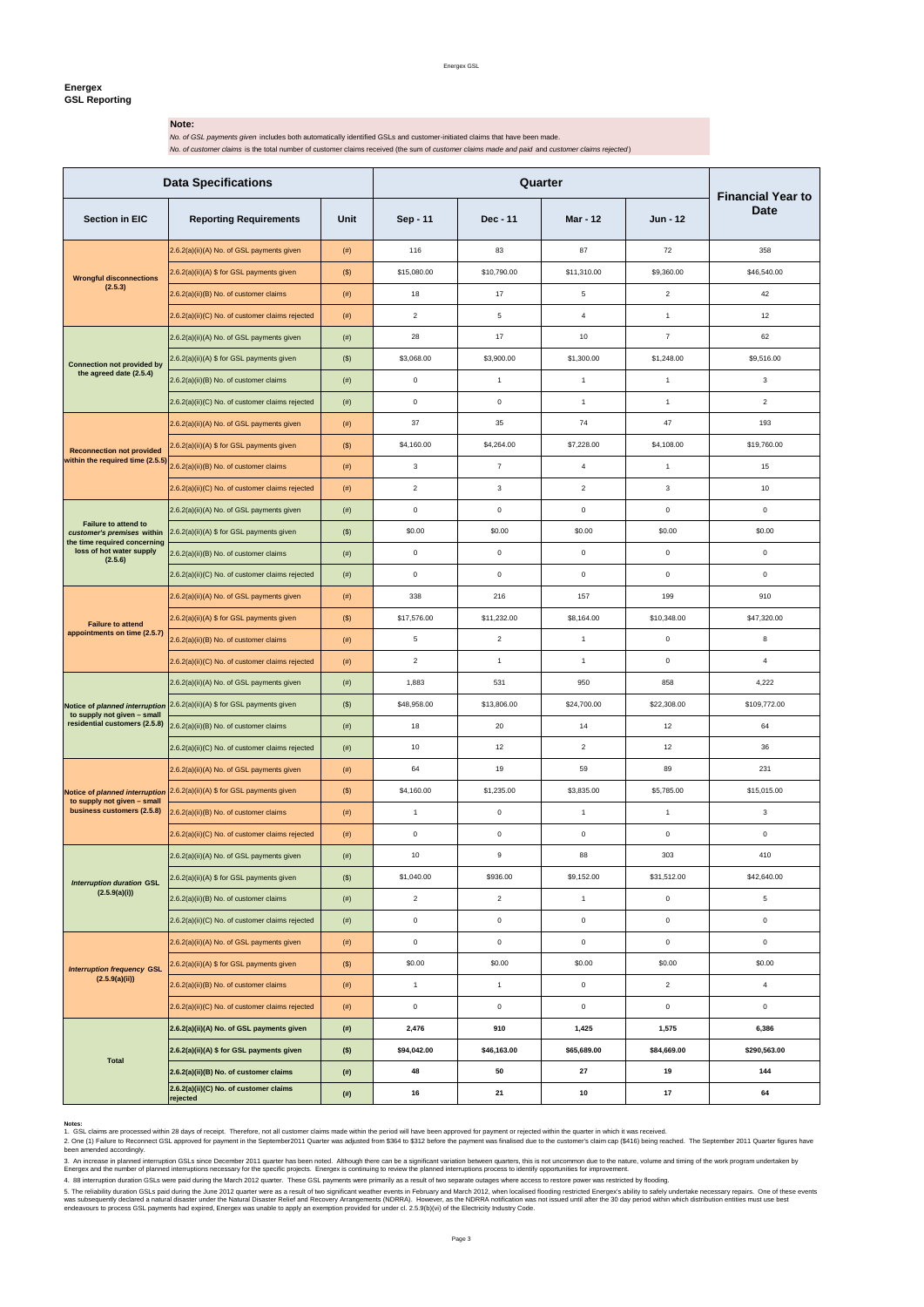**Energex**
**GSL Reporting**

**Note:**

*No. of GSL payments given* includes both automatically identified GSLs and customer-initiated claims that have been made.

*No. of customer claims* is the total number of customer claims received (the sum of *customer claims made and paid* and *customer claims rejected*)

| Data Specifications | | | Quarter | | | | Financial Year to Date |
|---|---|---|---|---|---|---|---|
| Section in EIC | Reporting Requirements | Unit | Sep - 11 | Dec - 11 | Mar - 12 | Jun - 12 | |
| **Wrongful disconnections (2.5.3)** | 2.6.2(a)(ii)(A) No. of GSL payments given | (#) | 116 | 83 | 87 | 72 | 358 |
| | 2.6.2(a)(ii)(A) $ for GSL payments given | ($) | $15,080.00 | $10,790.00 | $11,310.00 | $9,360.00 | $46,540.00 |
| | 2.6.2(a)(ii)(B) No. of customer claims | (#) | 18 | 17 | 5 | 2 | 42 |
| | 2.6.2(a)(ii)(C) No. of customer claims rejected | (#) | 2 | 5 | 4 | 1 | 12 |
| **Connection not provided by the agreed date (2.5.4)** | 2.6.2(a)(ii)(A) No. of GSL payments given | (#) | 28 | 17 | 10 | 7 | 62 |
| | 2.6.2(a)(ii)(A) $ for GSL payments given | ($) | $3,068.00 | $3,900.00 | $1,300.00 | $1,248.00 | $9,516.00 |
| | 2.6.2(a)(ii)(B) No. of customer claims | (#) | 0 | 1 | 1 | 1 | 3 |
| | 2.6.2(a)(ii)(C) No. of customer claims rejected | (#) | 0 | 0 | 1 | 1 | 2 |
| **Reconnection not provided within the required time (2.5.5)** | 2.6.2(a)(ii)(A) No. of GSL payments given | (#) | 37 | 35 | 74 | 47 | 193 |
| | 2.6.2(a)(ii)(A) $ for GSL payments given | ($) | $4,160.00 | $4,264.00 | $7,228.00 | $4,108.00 | $19,760.00 |
| | 2.6.2(a)(ii)(B) No. of customer claims | (#) | 3 | 7 | 4 | 1 | 15 |
| | 2.6.2(a)(ii)(C) No. of customer claims rejected | (#) | 2 | 3 | 2 | 3 | 10 |
| **Failure to attend to *customer's premises* within the time required concerning loss of hot water supply (2.5.6)** | 2.6.2(a)(ii)(A) No. of GSL payments given | (#) | 0 | 0 | 0 | 0 | 0 |
| | 2.6.2(a)(ii)(A) $ for GSL payments given | ($) | $0.00 | $0.00 | $0.00 | $0.00 | $0.00 |
| | 2.6.2(a)(ii)(B) No. of customer claims | (#) | 0 | 0 | 0 | 0 | 0 |
| | 2.6.2(a)(ii)(C) No. of customer claims rejected | (#) | 0 | 0 | 0 | 0 | 0 |
| **Failure to attend appointments on time (2.5.7)** | 2.6.2(a)(ii)(A) No. of GSL payments given | (#) | 338 | 216 | 157 | 199 | 910 |
| | 2.6.2(a)(ii)(A) $ for GSL payments given | ($) | $17,576.00 | $11,232.00 | $8,164.00 | $10,348.00 | $47,320.00 |
| | 2.6.2(a)(ii)(B) No. of customer claims | (#) | 5 | 2 | 1 | 0 | 8 |
| | 2.6.2(a)(ii)(C) No. of customer claims rejected | (#) | 2 | 1 | 1 | 0 | 4 |
| **Notice of *planned interruption* to supply not given – small residential customers (2.5.8)** | 2.6.2(a)(ii)(A) No. of GSL payments given | (#) | 1,883 | 531 | 950 | 858 | 4,222 |
| | 2.6.2(a)(ii)(A) $ for GSL payments given | ($) | $48,958.00 | $13,806.00 | $24,700.00 | $22,308.00 | $109,772.00 |
| | 2.6.2(a)(ii)(B) No. of customer claims | (#) | 18 | 20 | 14 | 12 | 64 |
| | 2.6.2(a)(ii)(C) No. of customer claims rejected | (#) | 10 | 12 | 2 | 12 | 36 |
| **Notice of *planned interruption* to supply not given – small business customers (2.5.8)** | 2.6.2(a)(ii)(A) No. of GSL payments given | (#) | 64 | 19 | 59 | 89 | 231 |
| | 2.6.2(a)(ii)(A) $ for GSL payments given | ($) | $4,160.00 | $1,235.00 | $3,835.00 | $5,785.00 | $15,015.00 |
| | 2.6.2(a)(ii)(B) No. of customer claims | (#) | 1 | 0 | 1 | 1 | 3 |
| | 2.6.2(a)(ii)(C) No. of customer claims rejected | (#) | 0 | 0 | 0 | 0 | 0 |
| ***Interruption duration* GSL (2.5.9(a)(i))** | 2.6.2(a)(ii)(A) No. of GSL payments given | (#) | 10 | 9 | 88 | 303 | 410 |
| | 2.6.2(a)(ii)(A) $ for GSL payments given | ($) | $1,040.00 | $936.00 | $9,152.00 | $31,512.00 | $42,640.00 |
| | 2.6.2(a)(ii)(B) No. of customer claims | (#) | 2 | 2 | 1 | 0 | 5 |
| | 2.6.2(a)(ii)(C) No. of customer claims rejected | (#) | 0 | 0 | 0 | 0 | 0 |
| ***Interruption frequency* GSL (2.5.9(a)(ii))** | 2.6.2(a)(ii)(A) No. of GSL payments given | (#) | 0 | 0 | 0 | 0 | 0 |
| | 2.6.2(a)(ii)(A) $ for GSL payments given | ($) | $0.00 | $0.00 | $0.00 | $0.00 | $0.00 |
| | 2.6.2(a)(ii)(B) No. of customer claims | (#) | 1 | 1 | 0 | 2 | 4 |
| | 2.6.2(a)(ii)(C) No. of customer claims rejected | (#) | 0 | 0 | 0 | 0 | 0 |
| **Total** | **2.6.2(a)(ii)(A) No. of GSL payments given** | **(#)** | **2,476** | **910** | **1,425** | **1,575** | **6,386** |
| | **2.6.2(a)(ii)(A) $ for GSL payments given** | **($)** | **$94,042.00** | **$46,163.00** | **$65,689.00** | **$84,669.00** | **$290,563.00** |
| | **2.6.2(a)(ii)(B) No. of customer claims** | **(#)** | **48** | **50** | **27** | **19** | **144** |
| | **2.6.2(a)(ii)(C) No. of customer claims rejected** | **(#)** | **16** | **21** | **10** | **17** | **64** |

**Notes:**

1. GSL claims are processed within 28 days of receipt. Therefore, not all customer claims made within the period will have been approved for payment or rejected within the quarter in which it was received.
2. One (1) Failure to Reconnect GSL approved for payment in the September2011 Quarter was adjusted from $364 to $312 before the payment was finalised due to the customer's claim cap ($416) being reached. The September 2011 Quarter figures have been amended accordingly.
3. An increase in planned interruption GSLs since December 2011 quarter has been noted. Although there can be a significant variation between quarters, this is not uncommon due to the nature, volume and timing of the work program undertaken by Energex and the number of planned interruptions necessary for the specific projects. Energex is continuing to review the planned interruptions process to identify opportunities for improvement.
4. 88 interruption duration GSLs were paid during the March 2012 quarter. These GSL payments were primarily as a result of two separate outages where access to restore power was restricted by flooding.
5. The reliability duration GSLs paid during the June 2012 quarter were as a result of two significant weather events in February and March 2012, when localised flooding restricted Energex's ability to safely undertake necessary repairs. One of these events was subsequently declared a natural disaster under the Natural Disaster Relief and Recovery Arrangements (NDRRA). However, as the NDRRA notification was not issued until after the 30 day period within which distribution entities must use best endeavours to process GSL payments had expired, Energex was unable to apply an exemption provided for under cl. 2.5.9(b)(vi) of the Electricity Industry Code.